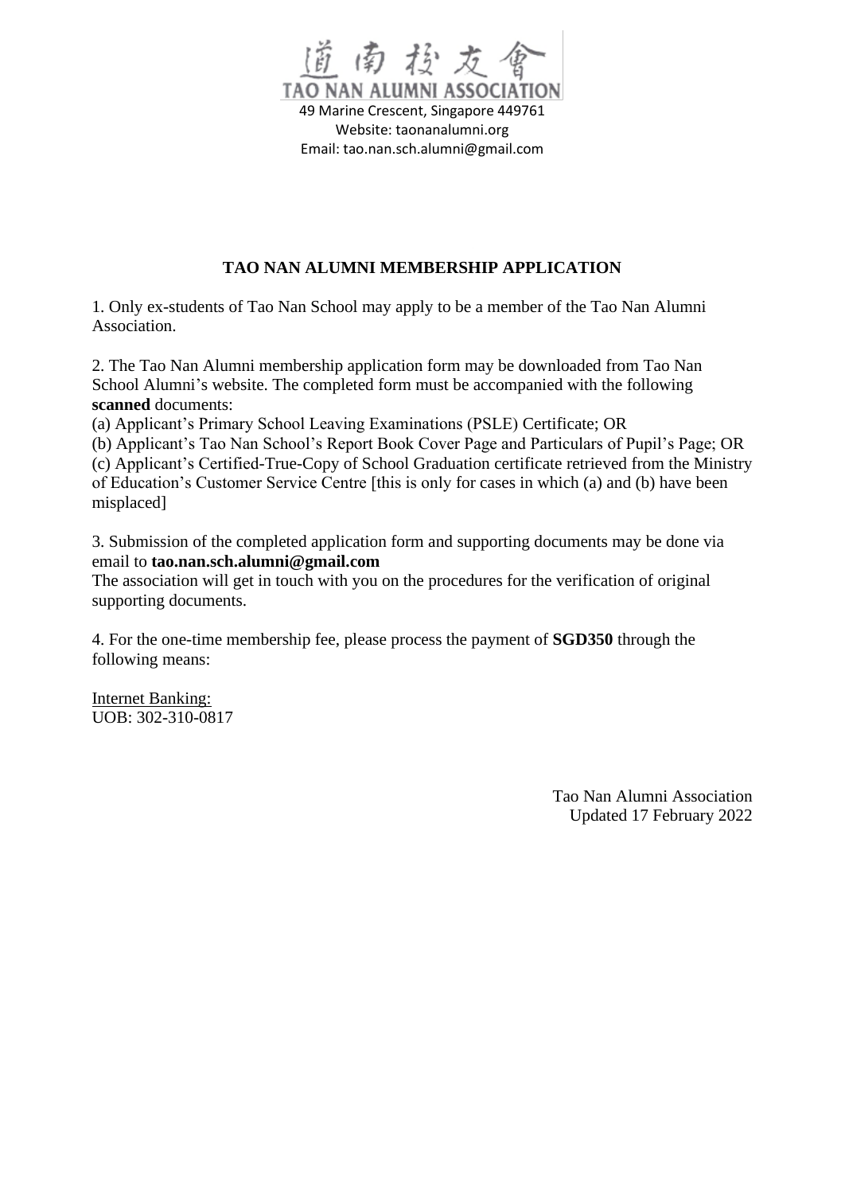道南校友會
TAO NAN ALUMNI ASSOCIATION
49 Marine Crescent, Singapore 449761
Website: taonanalumni.org
Email: tao.nan.sch.alumni@gmail.com

## TAO NAN ALUMNI MEMBERSHIP APPLICATION

1. Only ex-students of Tao Nan School may apply to be a member of the Tao Nan Alumni Association.

2. The Tao Nan Alumni membership application form may be downloaded from Tao Nan School Alumni's website. The completed form must be accompanied with the following **scanned** documents:
(a) Applicant's Primary School Leaving Examinations (PSLE) Certificate; OR
(b) Applicant's Tao Nan School's Report Book Cover Page and Particulars of Pupil's Page; OR
(c) Applicant's Certified-True-Copy of School Graduation certificate retrieved from the Ministry of Education's Customer Service Centre [this is only for cases in which (a) and (b) have been misplaced]

3. Submission of the completed application form and supporting documents may be done via email to **tao.nan.sch.alumni@gmail.com**
The association will get in touch with you on the procedures for the verification of original supporting documents.

4. For the one-time membership fee, please process the payment of **SGD350** through the following means:

Internet Banking:
UOB: 302-310-0817

Tao Nan Alumni Association
Updated 17 February 2022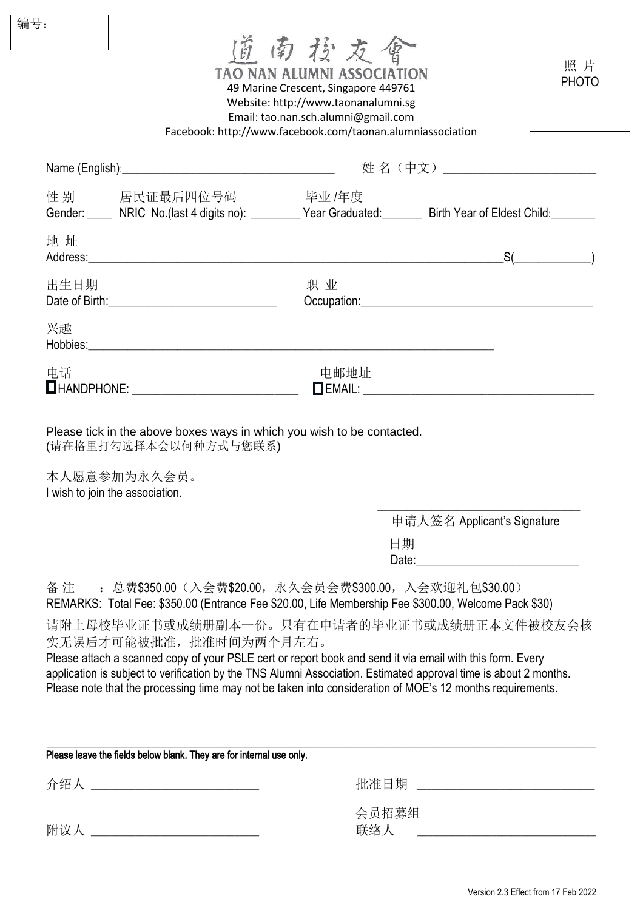编号：

# 道南校友會

## TAO NAN ALUMNI ASSOCIATION

49 Marine Crescent, Singapore 449761
Website: http://www.taonanalumni.sg
Email: tao.nan.sch.alumni@gmail.com
Facebook: http://www.facebook.com/taonan.alumniassociation

照 片
PHOTO

Name (English):__________________________________ 姓 名（中文）________________________

性 别 居民证最后四位号码 毕业 /年度
Gender: ____ NRIC No.(last 4 digits no): ________ Year Graduated:_______ Birth Year of Eldest Child:_______

地 址
Address:______________________________________________________________________S(____________)

出生日期
Date of Birth:____________________________

职 业
Occupation:______________________________________

兴趣
Hobbies:____________________________________________________________________

电话
☐ HANDPHONE: ___________________________

电邮地址
☐ EMAIL: _____________________________________

Please tick in the above boxes ways in which you wish to be contacted.
(请在格里打勾选择本会以何种方式与您联系)

本人愿意参加为永久会员。
I wish to join the association.

________________________________
申请人签名 Applicant's Signature

日期
Date:__________________________

备 注 ：总费$350.00（入会费$20.00，永久会员会费$300.00，入会欢迎礼包$30.00）
REMARKS: Total Fee: $350.00 (Entrance Fee $20.00, Life Membership Fee $300.00, Welcome Pack $30)

请附上母校毕业证书或成绩册副本一份。只有在申请者的毕业证书或成绩册正本文件被校友会核实无误后才可能被批准，批准时间为两个月左右。
Please attach a scanned copy of your PSLE cert or report book and send it via email with this form. Every application is subject to verification by the TNS Alumni Association. Estimated approval time is about 2 months. Please note that the processing time may not be taken into consideration of MOE's 12 months requirements.

---

**Please leave the fields below blank. They are for internal use only.**

介绍人 __________________________ 批准日期 ____________________________

附议人 __________________________ 会员招募组联络人 ____________________________

Version 2.3 Effect from 17 Feb 2022